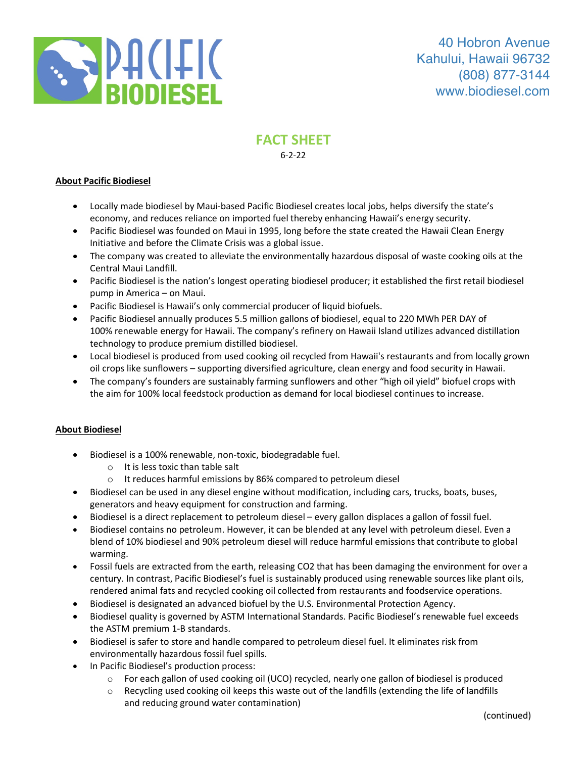PACIFIC BIODIESEL

40 Hobron Avenue
Kahului, Hawaii 96732
(808) 877-3144
www.biodiesel.com

# FACT SHEET

6-2-22

## About Pacific Biodiesel

- Locally made biodiesel by Maui-based Pacific Biodiesel creates local jobs, helps diversify the state's economy, and reduces reliance on imported fuel thereby enhancing Hawaii's energy security.
- Pacific Biodiesel was founded on Maui in 1995, long before the state created the Hawaii Clean Energy Initiative and before the Climate Crisis was a global issue.
- The company was created to alleviate the environmentally hazardous disposal of waste cooking oils at the Central Maui Landfill.
- Pacific Biodiesel is the nation's longest operating biodiesel producer; it established the first retail biodiesel pump in America – on Maui.
- Pacific Biodiesel is Hawaii's only commercial producer of liquid biofuels.
- Pacific Biodiesel annually produces 5.5 million gallons of biodiesel, equal to 220 MWh PER DAY of 100% renewable energy for Hawaii. The company's refinery on Hawaii Island utilizes advanced distillation technology to produce premium distilled biodiesel.
- Local biodiesel is produced from used cooking oil recycled from Hawaii's restaurants and from locally grown oil crops like sunflowers – supporting diversified agriculture, clean energy and food security in Hawaii.
- The company's founders are sustainably farming sunflowers and other "high oil yield" biofuel crops with the aim for 100% local feedstock production as demand for local biodiesel continues to increase.

## About Biodiesel

- Biodiesel is a 100% renewable, non-toxic, biodegradable fuel.
  - It is less toxic than table salt
  - It reduces harmful emissions by 86% compared to petroleum diesel
- Biodiesel can be used in any diesel engine without modification, including cars, trucks, boats, buses, generators and heavy equipment for construction and farming.
- Biodiesel is a direct replacement to petroleum diesel – every gallon displaces a gallon of fossil fuel.
- Biodiesel contains no petroleum. However, it can be blended at any level with petroleum diesel. Even a blend of 10% biodiesel and 90% petroleum diesel will reduce harmful emissions that contribute to global warming.
- Fossil fuels are extracted from the earth, releasing $CO_2$ that has been damaging the environment for over a century. In contrast, Pacific Biodiesel's fuel is sustainably produced using renewable sources like plant oils, rendered animal fats and recycled cooking oil collected from restaurants and foodservice operations.
- Biodiesel is designated an advanced biofuel by the U.S. Environmental Protection Agency.
- Biodiesel quality is governed by ASTM International Standards. Pacific Biodiesel's renewable fuel exceeds the ASTM premium 1-B standards.
- Biodiesel is safer to store and handle compared to petroleum diesel fuel. It eliminates risk from environmentally hazardous fossil fuel spills.
- In Pacific Biodiesel's production process:
  - For each gallon of used cooking oil (UCO) recycled, nearly one gallon of biodiesel is produced
  - Recycling used cooking oil keeps this waste out of the landfills (extending the life of landfills and reducing ground water contamination)

(continued)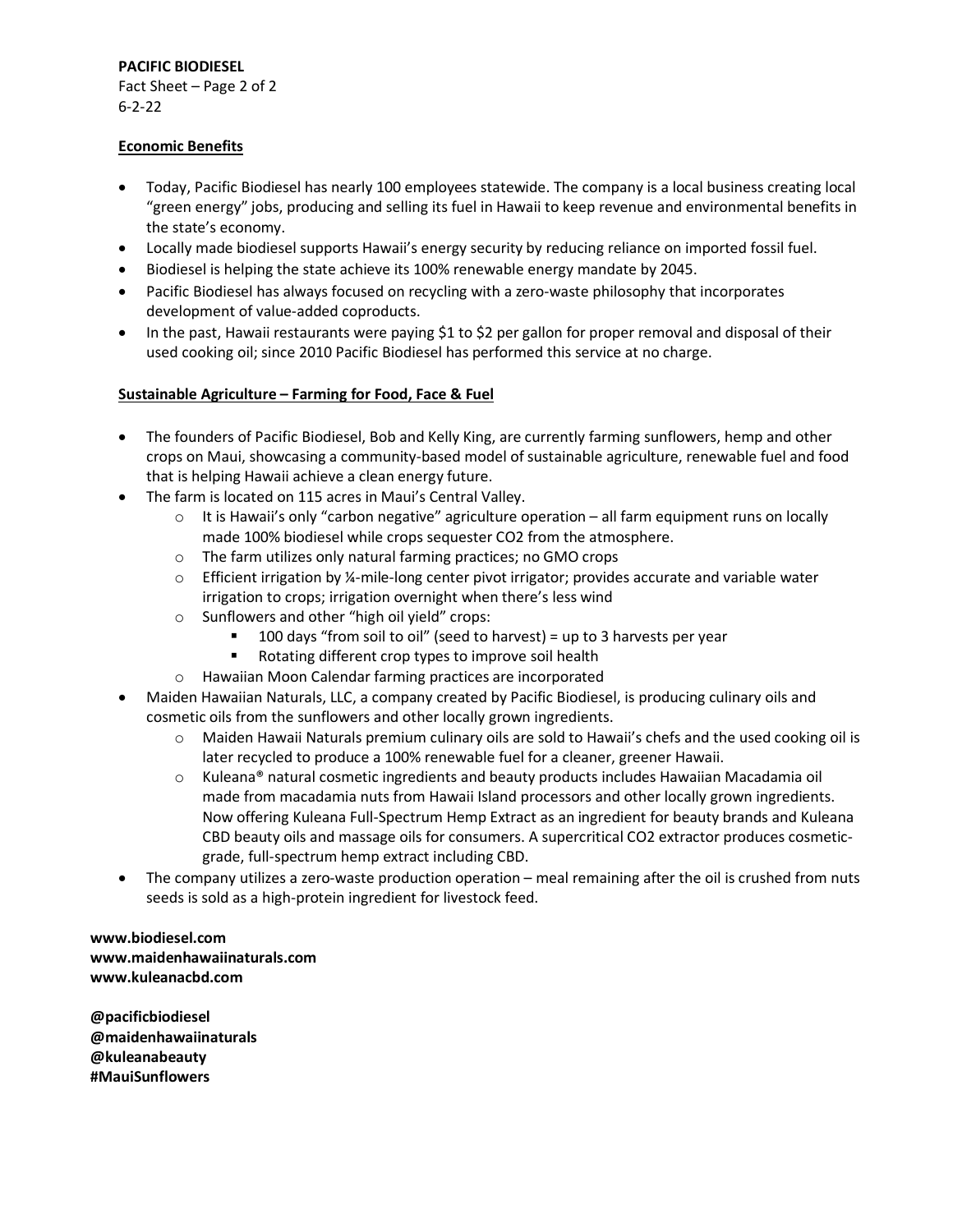**PACIFIC BIODIESEL**
Fact Sheet – Page 2 of 2
6-2-22

## Economic Benefits

- Today, Pacific Biodiesel has nearly 100 employees statewide. The company is a local business creating local "green energy" jobs, producing and selling its fuel in Hawaii to keep revenue and environmental benefits in the state's economy.
- Locally made biodiesel supports Hawaii's energy security by reducing reliance on imported fossil fuel.
- Biodiesel is helping the state achieve its 100% renewable energy mandate by 2045.
- Pacific Biodiesel has always focused on recycling with a zero-waste philosophy that incorporates development of value-added coproducts.
- In the past, Hawaii restaurants were paying $1 to $2 per gallon for proper removal and disposal of their used cooking oil; since 2010 Pacific Biodiesel has performed this service at no charge.

## Sustainable Agriculture – Farming for Food, Face & Fuel

- The founders of Pacific Biodiesel, Bob and Kelly King, are currently farming sunflowers, hemp and other crops on Maui, showcasing a community-based model of sustainable agriculture, renewable fuel and food that is helping Hawaii achieve a clean energy future.
- The farm is located on 115 acres in Maui's Central Valley.
  - It is Hawaii's only "carbon negative" agriculture operation – all farm equipment runs on locally made 100% biodiesel while crops sequester $CO_2$ from the atmosphere.
  - The farm utilizes only natural farming practices; no GMO crops
  - Efficient irrigation by ¼-mile-long center pivot irrigator; provides accurate and variable water irrigation to crops; irrigation overnight when there's less wind
  - Sunflowers and other "high oil yield" crops:
    - 100 days "from soil to oil" (seed to harvest) = up to 3 harvests per year
    - Rotating different crop types to improve soil health
  - Hawaiian Moon Calendar farming practices are incorporated
- Maiden Hawaiian Naturals, LLC, a company created by Pacific Biodiesel, is producing culinary oils and cosmetic oils from the sunflowers and other locally grown ingredients.
  - Maiden Hawaii Naturals premium culinary oils are sold to Hawaii's chefs and the used cooking oil is later recycled to produce a 100% renewable fuel for a cleaner, greener Hawaii.
  - Kuleana® natural cosmetic ingredients and beauty products includes Hawaiian Macadamia oil made from macadamia nuts from Hawaii Island processors and other locally grown ingredients. Now offering Kuleana Full-Spectrum Hemp Extract as an ingredient for beauty brands and Kuleana CBD beauty oils and massage oils for consumers. A supercritical $CO_2$ extractor produces cosmetic-grade, full-spectrum hemp extract including CBD.
- The company utilizes a zero-waste production operation – meal remaining after the oil is crushed from nuts seeds is sold as a high-protein ingredient for livestock feed.

**www.biodiesel.com**
**www.maidenhawaiinaturals.com**
**www.kuleanacbd.com**

**@pacificbiodiesel**
**@maidenhawaiinaturals**
**@kuleanabeauty**
**#MauiSunflowers**